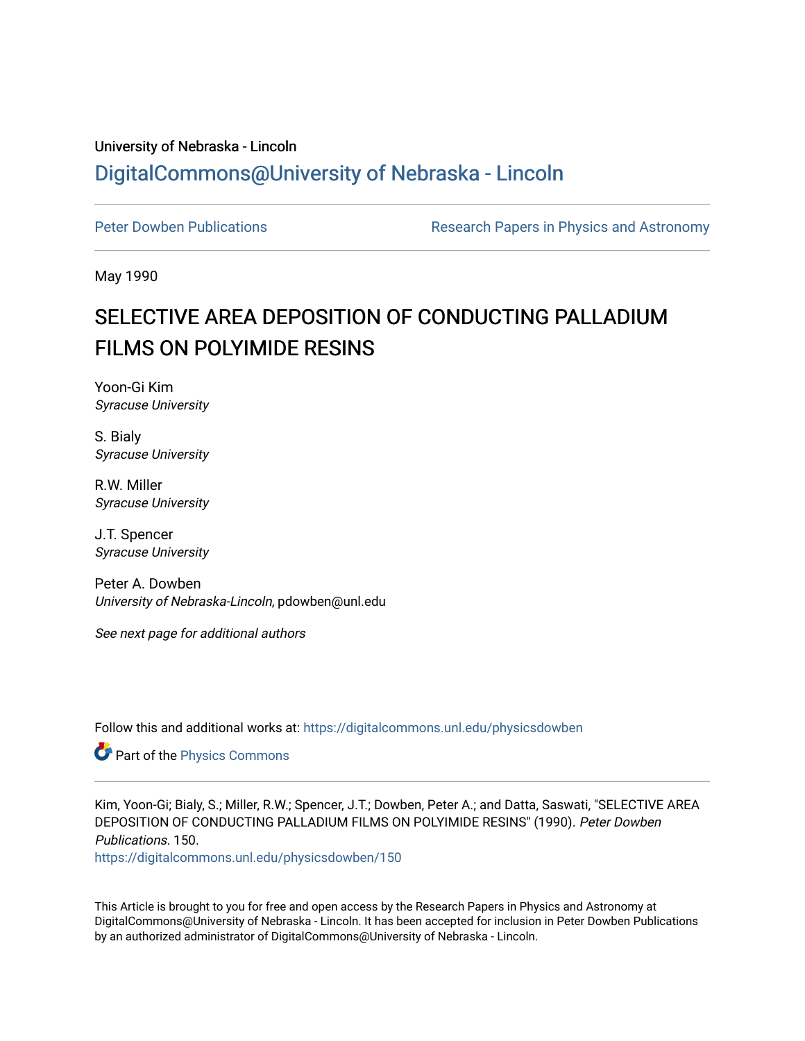University of Nebraska - Lincoln

## DigitalCommons@University of Nebraska - Lincoln

Peter Dowben Publications

Research Papers in Physics and Astronomy

May 1990

# SELECTIVE AREA DEPOSITION OF CONDUCTING PALLADIUM FILMS ON POLYIMIDE RESINS

Yoon-Gi Kim
*Syracuse University*

S. Bialy
*Syracuse University*

R.W. Miller
*Syracuse University*

J.T. Spencer
*Syracuse University*

Peter A. Dowben
*University of Nebraska-Lincoln*, pdowben@unl.edu

*See next page for additional authors*

Follow this and additional works at: https://digitalcommons.unl.edu/physicsdowben

Part of the Physics Commons

Kim, Yoon-Gi; Bialy, S.; Miller, R.W.; Spencer, J.T.; Dowben, Peter A.; and Datta, Saswati, "SELECTIVE AREA DEPOSITION OF CONDUCTING PALLADIUM FILMS ON POLYIMIDE RESINS" (1990). *Peter Dowben Publications*. 150.
https://digitalcommons.unl.edu/physicsdowben/150

This Article is brought to you for free and open access by the Research Papers in Physics and Astronomy at DigitalCommons@University of Nebraska - Lincoln. It has been accepted for inclusion in Peter Dowben Publications by an authorized administrator of DigitalCommons@University of Nebraska - Lincoln.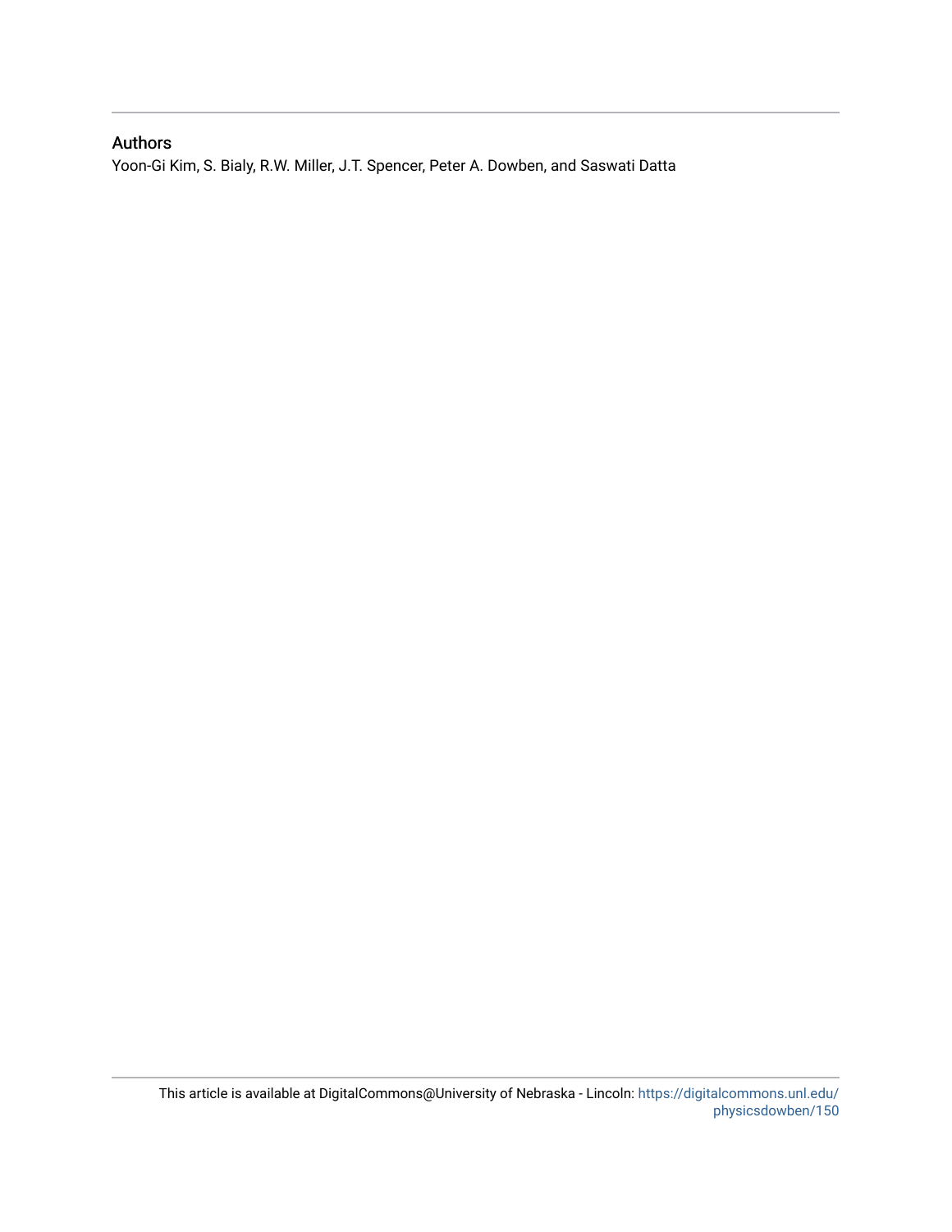## Authors

Yoon-Gi Kim, S. Bialy, R.W. Miller, J.T. Spencer, Peter A. Dowben, and Saswati Datta

This article is available at DigitalCommons@University of Nebraska - Lincoln: https://digitalcommons.unl.edu/physicsdowben/150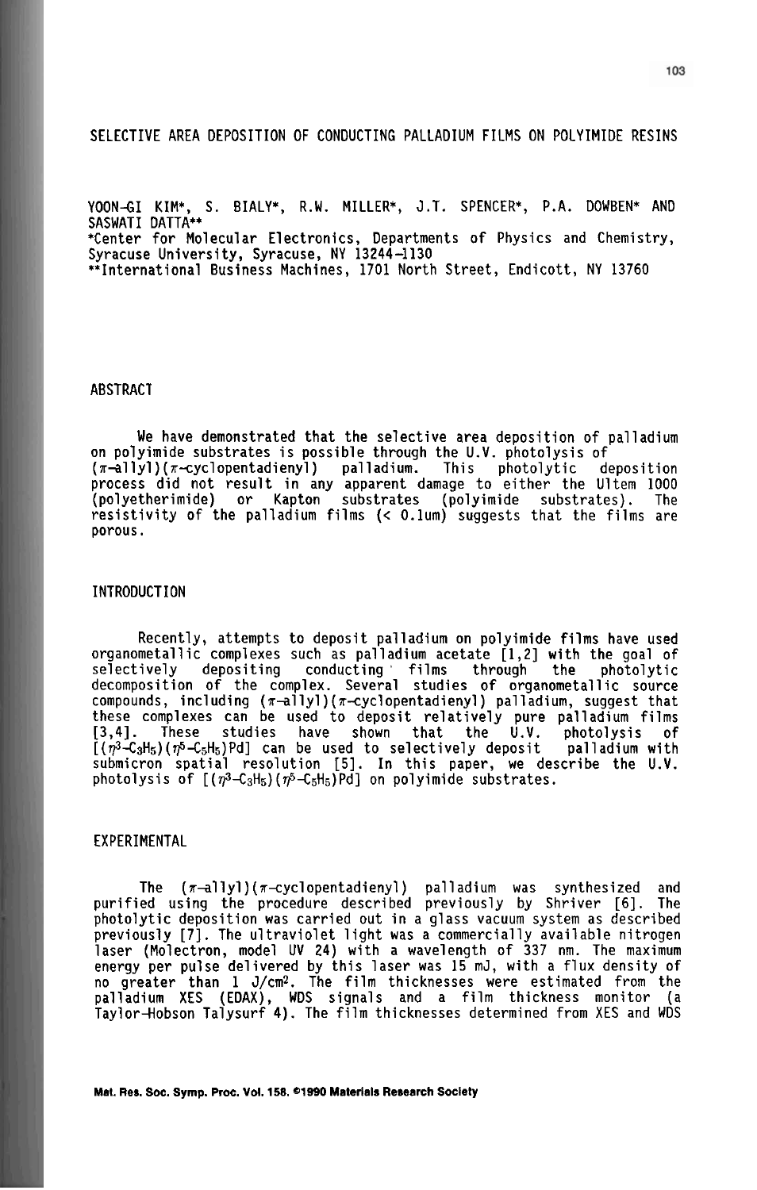# SELECTIVE AREA DEPOSITION OF CONDUCTING PALLADIUM FILMS ON POLYIMIDE RESINS

YOON-GI KIM*, S. BIALY*, R.W. MILLER*, J.T. SPENCER*, P.A. DOWBEN* AND SASWATI DATTA**

*Center for Molecular Electronics, Departments of Physics and Chemistry, Syracuse University, Syracuse, NY 13244-1130

**International Business Machines, 1701 North Street, Endicott, NY 13760

## ABSTRACT

We have demonstrated that the selective area deposition of palladium on polyimide substrates is possible through the U.V. photolysis of ($\pi$-allyl)($\pi$-cyclopentadienyl) palladium. This photolytic deposition process did not result in any apparent damage to either the Ultem 1000 (polyetherimide) or Kapton substrates (polyimide substrates). The resistivity of the palladium films (< 0.1um) suggests that the films are porous.

## INTRODUCTION

Recently, attempts to deposit palladium on polyimide films have used organometallic complexes such as palladium acetate [1,2] with the goal of selectively depositing conducting films through the photolytic decomposition of the complex. Several studies of organometallic source compounds, including ($\pi$-allyl)($\pi$-cyclopentadienyl) palladium, suggest that these complexes can be used to deposit relatively pure palladium films [3,4]. These studies have shown that the U.V. photolysis of $[(\eta^3\text{-}C_3H_5)(\eta^5\text{-}C_5H_5)Pd]$ can be used to selectively deposit palladium with submicron spatial resolution [5]. In this paper, we describe the U.V. photolysis of $[(\eta^3\text{-}C_3H_5)(\eta^5\text{-}C_5H_5)Pd]$ on polyimide substrates.

## EXPERIMENTAL

The ($\pi$-allyl)($\pi$-cyclopentadienyl) palladium was synthesized and purified using the procedure described previously by Shriver [6]. The photolytic deposition was carried out in a glass vacuum system as described previously [7]. The ultraviolet light was a commercially available nitrogen laser (Molectron, model UV 24) with a wavelength of 337 nm. The maximum energy per pulse delivered by this laser was 15 mJ, with a flux density of no greater than 1 $J/cm^2$. The film thicknesses were estimated from the palladium XES (EDAX), WDS signals and a film thickness monitor (a Taylor-Hobson Talysurf 4). The film thicknesses determined from XES and WDS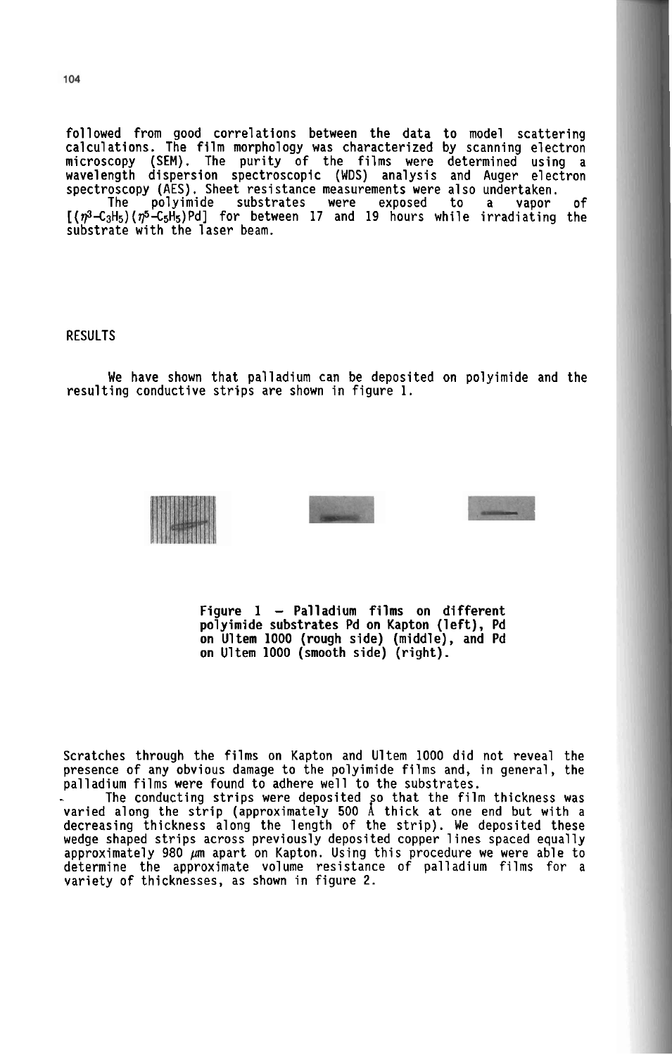followed from good correlations between the data to model scattering calculations. The film morphology was characterized by scanning electron microscopy (SEM). The purity of the films were determined using a wavelength dispersion spectroscopic (WDS) analysis and Auger electron spectroscopy (AES). Sheet resistance measurements were also undertaken.

The polyimide substrates were exposed to a vapor of $[(\eta^3\text{-}C_3H_5)(\eta^5\text{-}C_5H_5)Pd]$ for between 17 and 19 hours while irradiating the substrate with the laser beam.

## RESULTS

We have shown that palladium can be deposited on polyimide and the resulting conductive strips are shown in figure 1.

**Figure 1 – Palladium films on different polyimide substrates Pd on Kapton (left), Pd on Ultem 1000 (rough side) (middle), and Pd on Ultem 1000 (smooth side) (right).**

Scratches through the films on Kapton and Ultem 1000 did not reveal the presence of any obvious damage to the polyimide films and, in general, the palladium films were found to adhere well to the substrates.

The conducting strips were deposited so that the film thickness was varied along the strip (approximately 500 Å thick at one end but with a decreasing thickness along the length of the strip). We deposited these wedge shaped strips across previously deposited copper lines spaced equally approximately 980 $\mu$m apart on Kapton. Using this procedure we were able to determine the approximate volume resistance of palladium films for a variety of thicknesses, as shown in figure 2.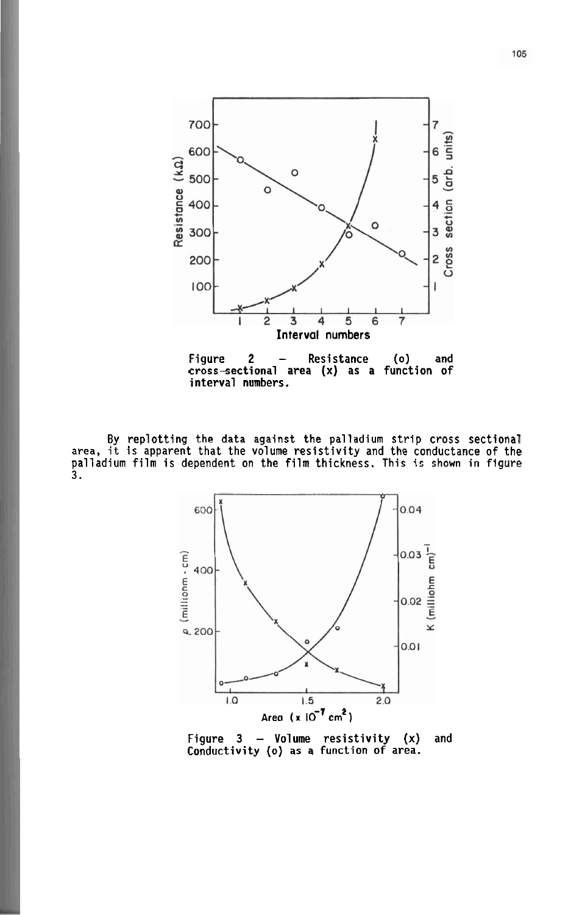Figure 2 — Resistance (o) and cross-sectional area (x) as a function of interval numbers.

By replotting the data against the palladium strip cross sectional area, it is apparent that the volume resistivity and the conductance of the palladium film is dependent on the film thickness. This is shown in figure 3.

Figure 3 — Volume resistivity (x) and Conductivity (o) as a function of area.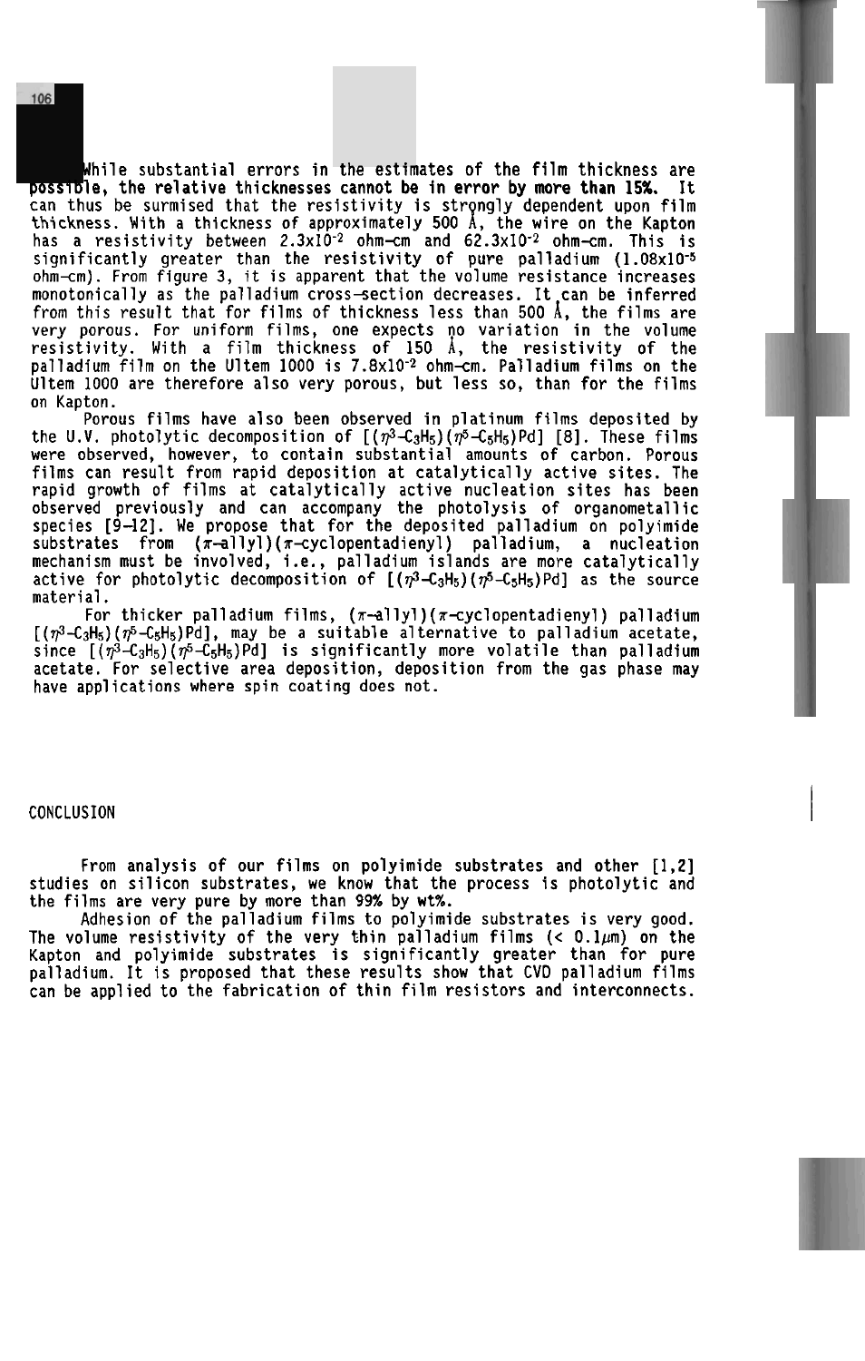While substantial errors in the estimates of the film thickness are possible, the relative thicknesses cannot be in error by more than 15%. It can thus be surmised that the resistivity is strongly dependent upon film thickness. With a thickness of approximately 500 Å, the wire on the Kapton has a resistivity between $2.3\times10^{-2}$ ohm-cm and $62.3\times10^{-2}$ ohm-cm. This is significantly greater than the resistivity of pure palladium ($1.08\times10^{-5}$ ohm-cm). From figure 3, it is apparent that the volume resistance increases monotonically as the palladium cross-section decreases. It can be inferred from this result that for films of thickness less than 500 Å, the films are very porous. For uniform films, one expects no variation in the volume resistivity. With a film thickness of 150 Å, the resistivity of the palladium film on the Ultem 1000 is $7.8\times10^{-2}$ ohm-cm. Palladium films on the Ultem 1000 are therefore also very porous, but less so, than for the films on Kapton.

Porous films have also been observed in platinum films deposited by the U.V. photolytic decomposition of $[(\eta^3\text{-}C_3H_5)(\eta^5\text{-}C_5H_5)Pd]$ [8]. These films were observed, however, to contain substantial amounts of carbon. Porous films can result from rapid deposition at catalytically active sites. The rapid growth of films at catalytically active nucleation sites has been observed previously and can accompany the photolysis of organometallic species [9-12]. We propose that for the deposited palladium on polyimide substrates from ($\pi$-allyl)($\pi$-cyclopentadienyl) palladium, a nucleation mechanism must be involved, i.e., palladium islands are more catalytically active for photolytic decomposition of $[(\eta^3\text{-}C_3H_5)(\eta^5\text{-}C_5H_5)Pd]$ as the source material.

For thicker palladium films, ($\pi$-allyl)($\pi$-cyclopentadienyl) palladium $[(\eta^3\text{-}C_3H_5)(\eta^5\text{-}C_5H_5)Pd]$, may be a suitable alternative to palladium acetate, since $[(\eta^3\text{-}C_3H_5)(\eta^5\text{-}C_5H_5)Pd]$ is significantly more volatile than palladium acetate. For selective area deposition, deposition from the gas phase may have applications where spin coating does not.

## CONCLUSION

From analysis of our films on polyimide substrates and other [1,2] studies on silicon substrates, we know that the process is photolytic and the films are very pure by more than 99% by wt%.

Adhesion of the palladium films to polyimide substrates is very good. The volume resistivity of the very thin palladium films (< 0.1$\mu$m) on the Kapton and polyimide substrates is significantly greater than for pure palladium. It is proposed that these results show that CVD palladium films can be applied to the fabrication of thin film resistors and interconnects.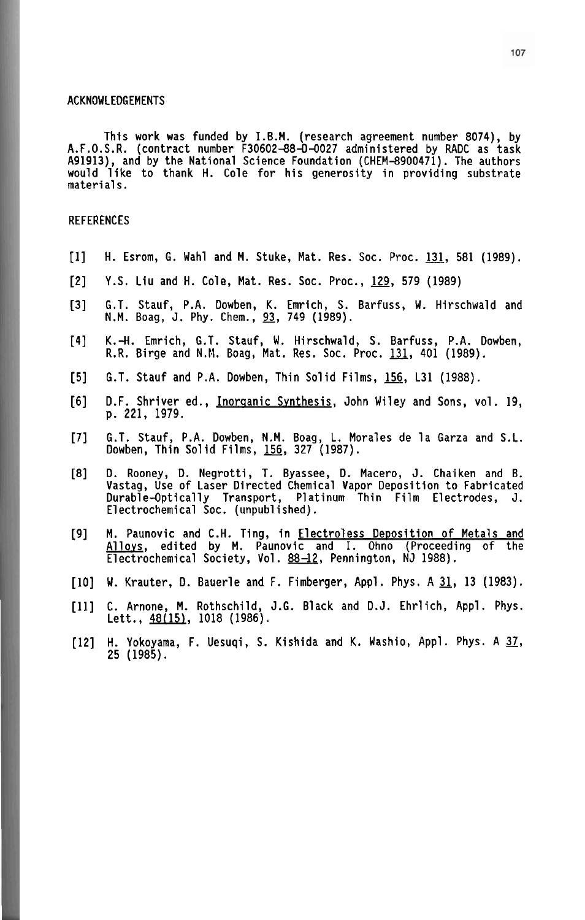## ACKNOWLEDGEMENTS

This work was funded by I.B.M. (research agreement number 8074), by A.F.O.S.R. (contract number F30602-88-D-0027 administered by RADC as task A91913), and by the National Science Foundation (CHEM-8900471). The authors would like to thank H. Cole for his generosity in providing substrate materials.

## REFERENCES

[1] H. Esrom, G. Wahl and M. Stuke, Mat. Res. Soc. Proc. 131, 581 (1989).

[2] Y.S. Liu and H. Cole, Mat. Res. Soc. Proc., 129, 579 (1989)

[3] G.T. Stauf, P.A. Dowben, K. Emrich, S. Barfuss, W. Hirschwald and N.M. Boag, J. Phy. Chem., 93, 749 (1989).

[4] K.-H. Emrich, G.T. Stauf, W. Hirschwald, S. Barfuss, P.A. Dowben, R.R. Birge and N.M. Boag, Mat. Res. Soc. Proc. 131, 401 (1989).

[5] G.T. Stauf and P.A. Dowben, Thin Solid Films, 156, L31 (1988).

[6] D.F. Shriver ed., Inorganic Synthesis, John Wiley and Sons, vol. 19, p. 221, 1979.

[7] G.T. Stauf, P.A. Dowben, N.M. Boag, L. Morales de la Garza and S.L. Dowben, Thin Solid Films, 156, 327 (1987).

[8] D. Rooney, D. Negrotti, T. Byassee, D. Macero, J. Chaiken and B. Vastag, Use of Laser Directed Chemical Vapor Deposition to Fabricated Durable-Optically Transport, Platinum Thin Film Electrodes, J. Electrochemical Soc. (unpublished).

[9] M. Paunovic and C.H. Ting, in Electroless Deposition of Metals and Alloys, edited by M. Paunovic and I. Ohno (Proceeding of the Electrochemical Society, Vol. 88-12, Pennington, NJ 1988).

[10] W. Krauter, D. Bauerle and F. Fimberger, Appl. Phys. A 31, 13 (1983).

[11] C. Arnone, M. Rothschild, J.G. Black and D.J. Ehrlich, Appl. Phys. Lett., 48(15), 1018 (1986).

[12] H. Yokoyama, F. Uesuqi, S. Kishida and K. Washio, Appl. Phys. A 37, 25 (1985).